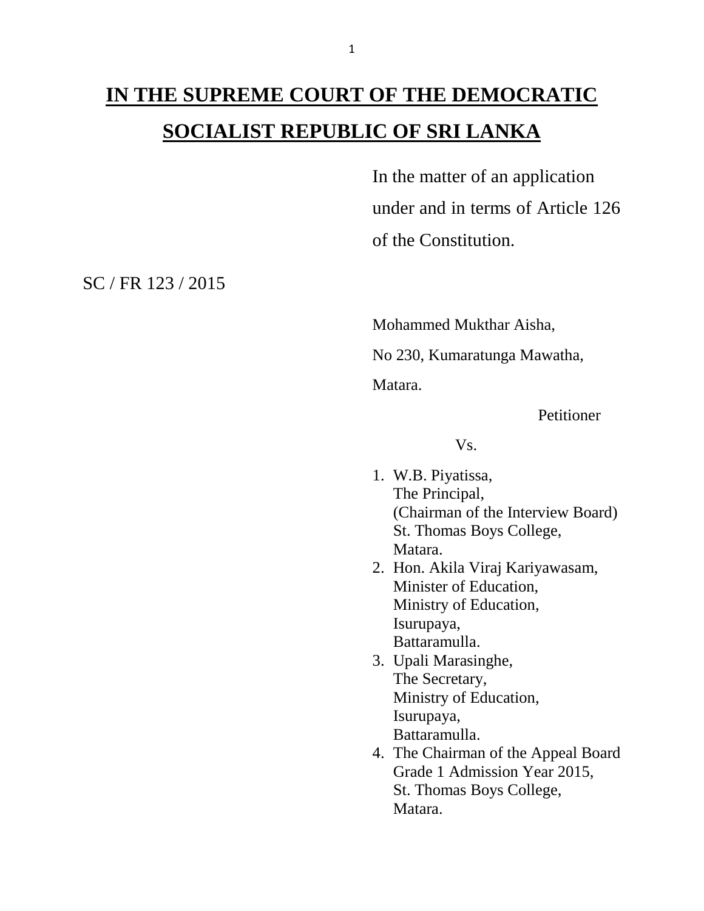# IN THE SUPREME COURT OF THE DEMOCRATIC SOCIALIST REPUBLIC OF SRI LANKA

In the matter of an application under and in terms of Article 126 of the Constitution.

SC / FR 123 / 2015

Mohammed Mukthar Aisha,
No 230, Kumaratunga Mawatha,
Matara.

Petitioner

Vs.

1. W.B. Piyatissa,
   The Principal,
   (Chairman of the Interview Board)
   St. Thomas Boys College,
   Matara.
2. Hon. Akila Viraj Kariyawasam,
   Minister of Education,
   Ministry of Education,
   Isurupaya,
   Battaramulla.
3. Upali Marasinghe,
   The Secretary,
   Ministry of Education,
   Isurupaya,
   Battaramulla.
4. The Chairman of the Appeal Board
   Grade 1 Admission Year 2015,
   St. Thomas Boys College,
   Matara.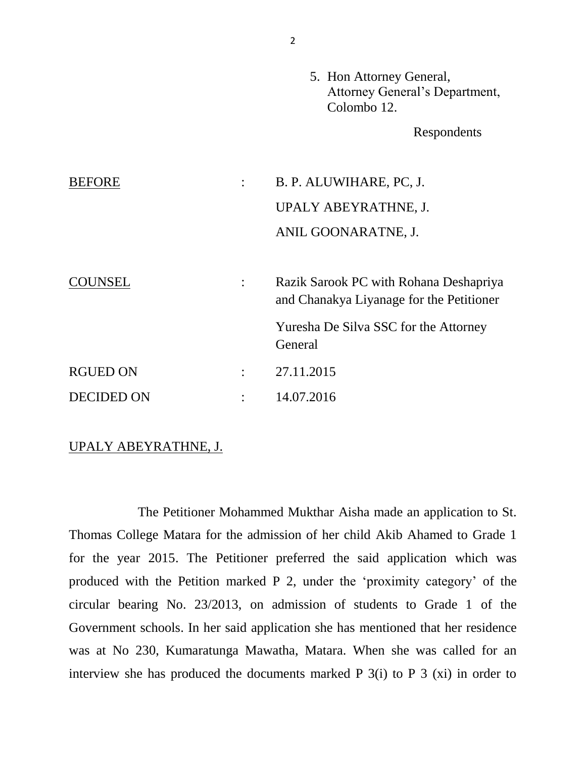5. Hon Attorney General,
   Attorney General's Department,
   Colombo 12.

Respondents

| | | |
|---|---|---|
| BEFORE | : | B. P. ALUWIHARE, PC, J. |
| | | UPALY ABEYRATHNE, J. |
| | | ANIL GOONARATNE, J. |
| COUNSEL | : | Razik Sarook PC with Rohana Deshapriya and Chanakya Liyanage for the Petitioner |
| | | Yuresha De Silva SSC for the Attorney General |
| RGUED ON | : | 27.11.2015 |
| DECIDED ON | : | 14.07.2016 |

UPALY ABEYRATHNE, J.

The Petitioner Mohammed Mukthar Aisha made an application to St. Thomas College Matara for the admission of her child Akib Ahamed to Grade 1 for the year 2015. The Petitioner preferred the said application which was produced with the Petition marked P 2, under the 'proximity category' of the circular bearing No. 23/2013, on admission of students to Grade 1 of the Government schools. In her said application she has mentioned that her residence was at No 230, Kumaratunga Mawatha, Matara. When she was called for an interview she has produced the documents marked P 3(i) to P 3 (xi) in order to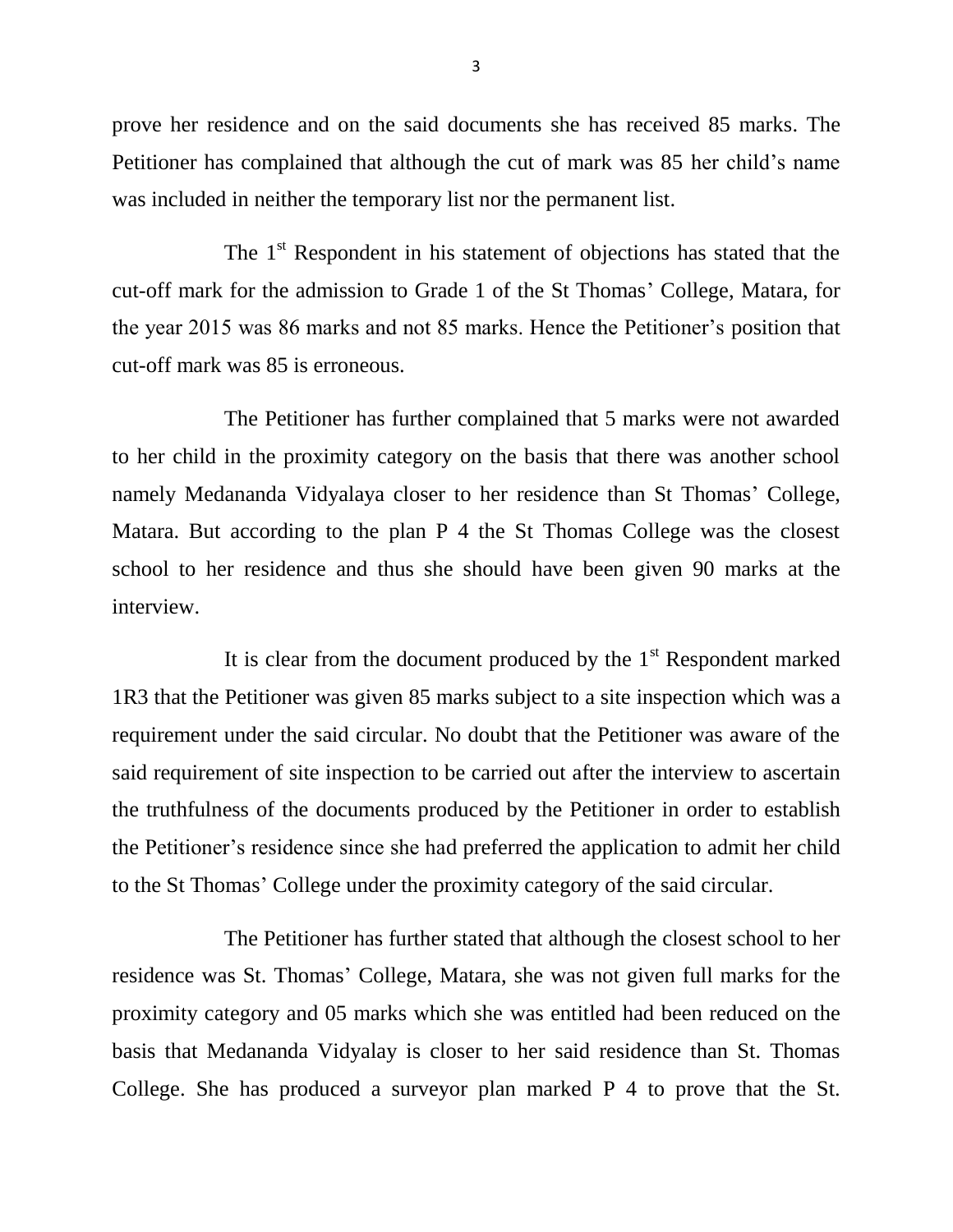prove her residence and on the said documents she has received 85 marks. The Petitioner has complained that although the cut of mark was 85 her child's name was included in neither the temporary list nor the permanent list.

The 1st Respondent in his statement of objections has stated that the cut-off mark for the admission to Grade 1 of the St Thomas' College, Matara, for the year 2015 was 86 marks and not 85 marks. Hence the Petitioner's position that cut-off mark was 85 is erroneous.

The Petitioner has further complained that 5 marks were not awarded to her child in the proximity category on the basis that there was another school namely Medananda Vidyalaya closer to her residence than St Thomas' College, Matara. But according to the plan P 4 the St Thomas College was the closest school to her residence and thus she should have been given 90 marks at the interview.

It is clear from the document produced by the 1st Respondent marked 1R3 that the Petitioner was given 85 marks subject to a site inspection which was a requirement under the said circular. No doubt that the Petitioner was aware of the said requirement of site inspection to be carried out after the interview to ascertain the truthfulness of the documents produced by the Petitioner in order to establish the Petitioner's residence since she had preferred the application to admit her child to the St Thomas' College under the proximity category of the said circular.

The Petitioner has further stated that although the closest school to her residence was St. Thomas' College, Matara, she was not given full marks for the proximity category and 05 marks which she was entitled had been reduced on the basis that Medananda Vidyalay is closer to her said residence than St. Thomas College. She has produced a surveyor plan marked P 4 to prove that the St.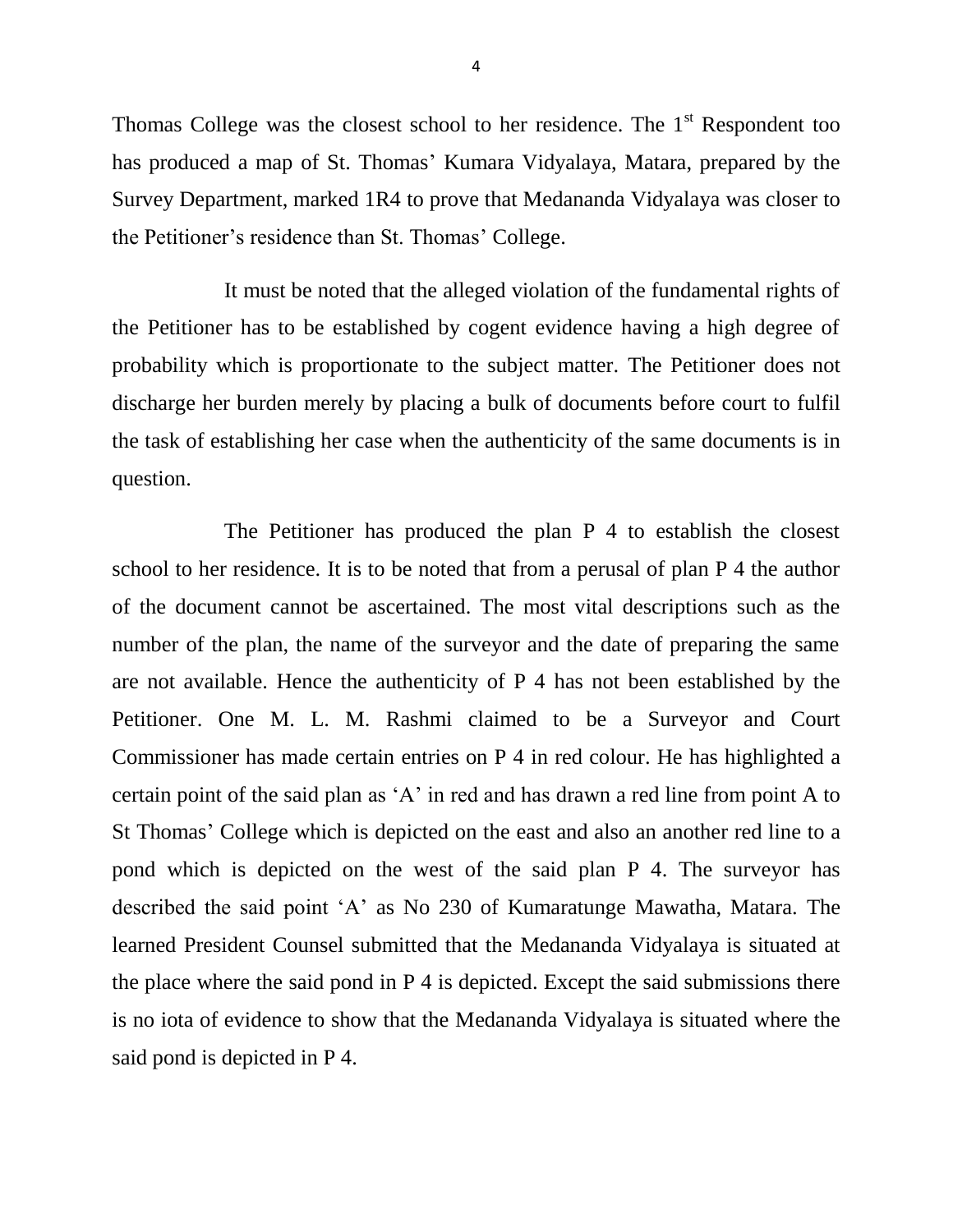Thomas College was the closest school to her residence. The 1st Respondent too has produced a map of St. Thomas' Kumara Vidyalaya, Matara, prepared by the Survey Department, marked 1R4 to prove that Medananda Vidyalaya was closer to the Petitioner's residence than St. Thomas' College.

It must be noted that the alleged violation of the fundamental rights of the Petitioner has to be established by cogent evidence having a high degree of probability which is proportionate to the subject matter. The Petitioner does not discharge her burden merely by placing a bulk of documents before court to fulfil the task of establishing her case when the authenticity of the same documents is in question.

The Petitioner has produced the plan P 4 to establish the closest school to her residence. It is to be noted that from a perusal of plan P 4 the author of the document cannot be ascertained. The most vital descriptions such as the number of the plan, the name of the surveyor and the date of preparing the same are not available. Hence the authenticity of P 4 has not been established by the Petitioner. One M. L. M. Rashmi claimed to be a Surveyor and Court Commissioner has made certain entries on P 4 in red colour. He has highlighted a certain point of the said plan as 'A' in red and has drawn a red line from point A to St Thomas' College which is depicted on the east and also an another red line to a pond which is depicted on the west of the said plan P 4. The surveyor has described the said point 'A' as No 230 of Kumaratunge Mawatha, Matara. The learned President Counsel submitted that the Medananda Vidyalaya is situated at the place where the said pond in P 4 is depicted. Except the said submissions there is no iota of evidence to show that the Medananda Vidyalaya is situated where the said pond is depicted in P 4.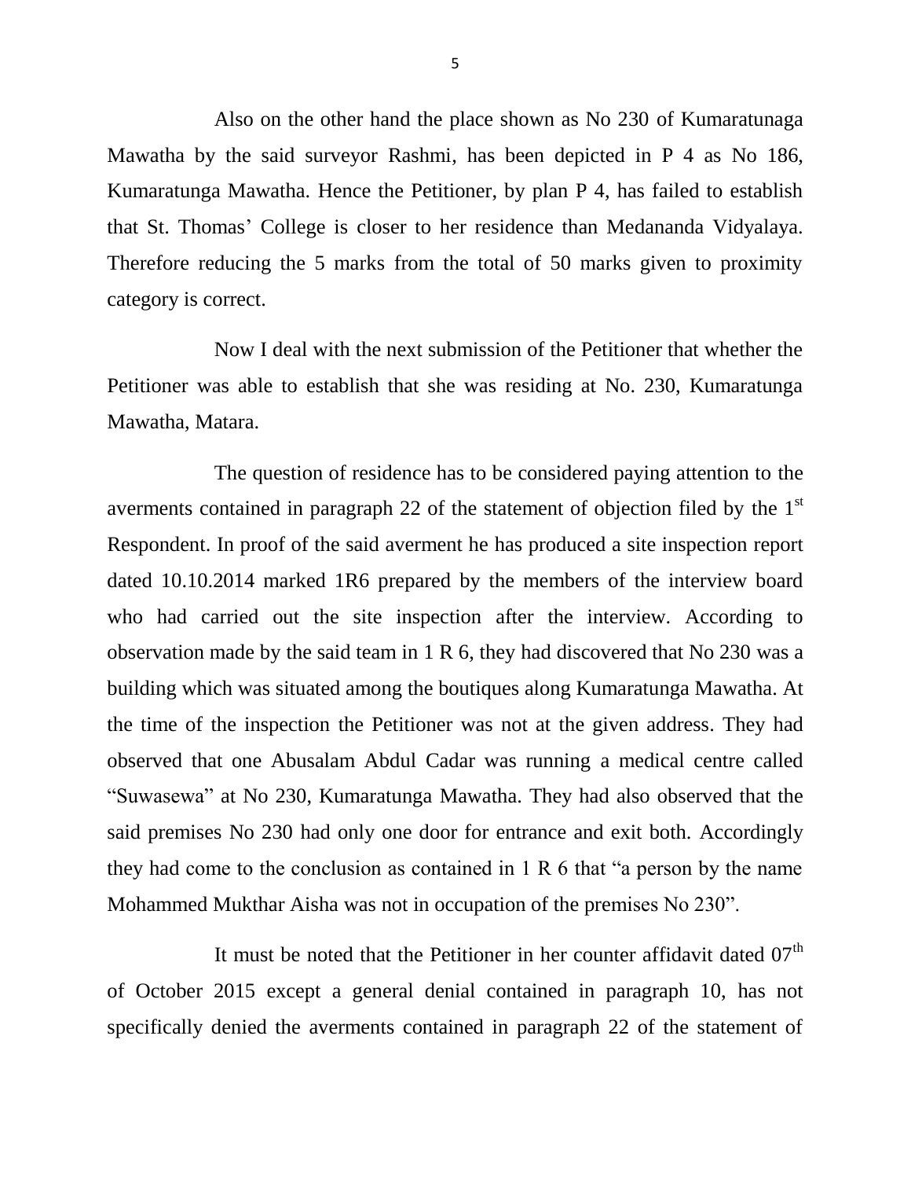Also on the other hand the place shown as No 230 of Kumaratunaga Mawatha by the said surveyor Rashmi, has been depicted in P 4 as No 186, Kumaratunga Mawatha. Hence the Petitioner, by plan P 4, has failed to establish that St. Thomas' College is closer to her residence than Medananda Vidyalaya. Therefore reducing the 5 marks from the total of 50 marks given to proximity category is correct.

Now I deal with the next submission of the Petitioner that whether the Petitioner was able to establish that she was residing at No. 230, Kumaratunga Mawatha, Matara.

The question of residence has to be considered paying attention to the averments contained in paragraph 22 of the statement of objection filed by the 1st Respondent. In proof of the said averment he has produced a site inspection report dated 10.10.2014 marked 1R6 prepared by the members of the interview board who had carried out the site inspection after the interview. According to observation made by the said team in 1 R 6, they had discovered that No 230 was a building which was situated among the boutiques along Kumaratunga Mawatha. At the time of the inspection the Petitioner was not at the given address. They had observed that one Abusalam Abdul Cadar was running a medical centre called "Suwasewa" at No 230, Kumaratunga Mawatha. They had also observed that the said premises No 230 had only one door for entrance and exit both. Accordingly they had come to the conclusion as contained in 1 R 6 that "a person by the name Mohammed Mukthar Aisha was not in occupation of the premises No 230".

It must be noted that the Petitioner in her counter affidavit dated 07th of October 2015 except a general denial contained in paragraph 10, has not specifically denied the averments contained in paragraph 22 of the statement of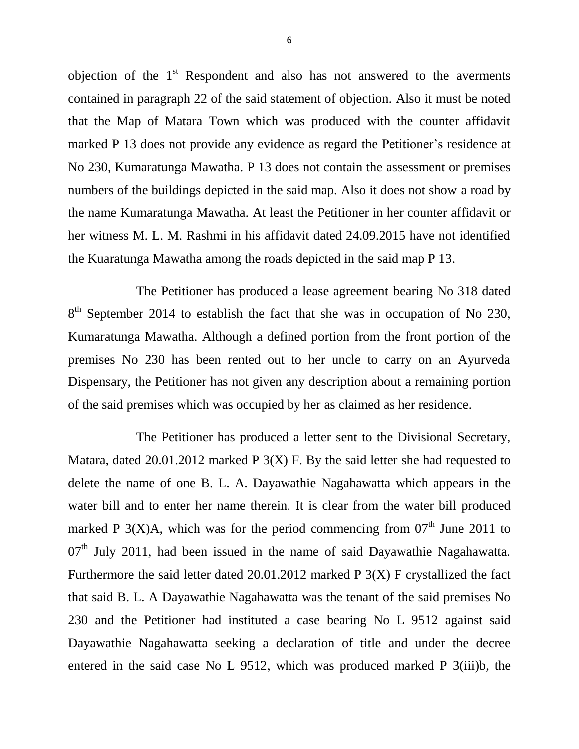objection of the 1st Respondent and also has not answered to the averments contained in paragraph 22 of the said statement of objection. Also it must be noted that the Map of Matara Town which was produced with the counter affidavit marked P 13 does not provide any evidence as regard the Petitioner's residence at No 230, Kumaratunga Mawatha. P 13 does not contain the assessment or premises numbers of the buildings depicted in the said map. Also it does not show a road by the name Kumaratunga Mawatha. At least the Petitioner in her counter affidavit or her witness M. L. M. Rashmi in his affidavit dated 24.09.2015 have not identified the Kuaratunga Mawatha among the roads depicted in the said map P 13.

The Petitioner has produced a lease agreement bearing No 318 dated 8th September 2014 to establish the fact that she was in occupation of No 230, Kumaratunga Mawatha. Although a defined portion from the front portion of the premises No 230 has been rented out to her uncle to carry on an Ayurveda Dispensary, the Petitioner has not given any description about a remaining portion of the said premises which was occupied by her as claimed as her residence.

The Petitioner has produced a letter sent to the Divisional Secretary, Matara, dated 20.01.2012 marked P 3(X) F. By the said letter she had requested to delete the name of one B. L. A. Dayawathie Nagahawatta which appears in the water bill and to enter her name therein. It is clear from the water bill produced marked P 3(X)A, which was for the period commencing from 07th June 2011 to 07th July 2011, had been issued in the name of said Dayawathie Nagahawatta. Furthermore the said letter dated 20.01.2012 marked P 3(X) F crystallized the fact that said B. L. A Dayawathie Nagahawatta was the tenant of the said premises No 230 and the Petitioner had instituted a case bearing No L 9512 against said Dayawathie Nagahawatta seeking a declaration of title and under the decree entered in the said case No L 9512, which was produced marked P 3(iii)b, the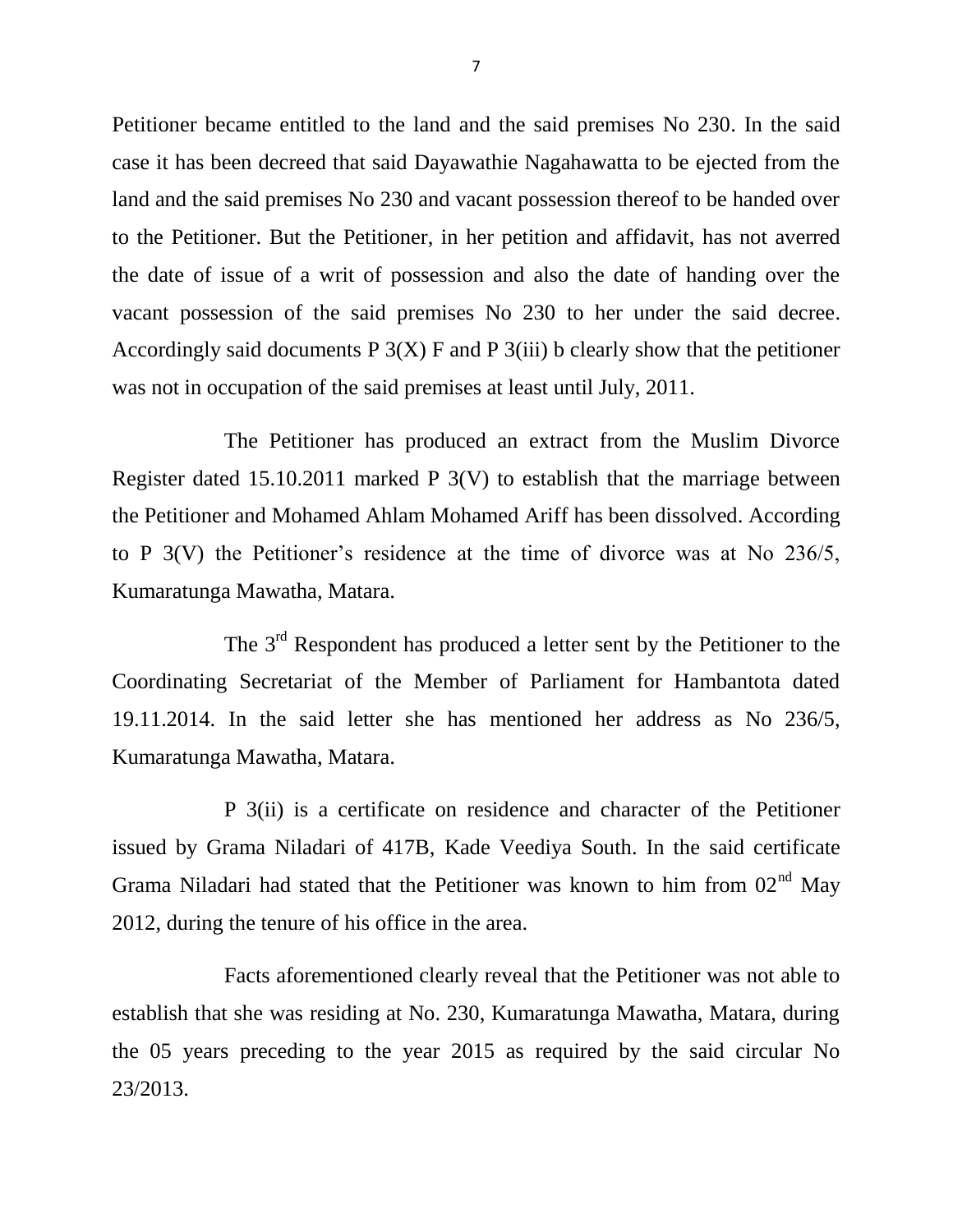Petitioner became entitled to the land and the said premises No 230. In the said case it has been decreed that said Dayawathie Nagahawatta to be ejected from the land and the said premises No 230 and vacant possession thereof to be handed over to the Petitioner. But the Petitioner, in her petition and affidavit, has not averred the date of issue of a writ of possession and also the date of handing over the vacant possession of the said premises No 230 to her under the said decree. Accordingly said documents P 3(X) F and P 3(iii) b clearly show that the petitioner was not in occupation of the said premises at least until July, 2011.

The Petitioner has produced an extract from the Muslim Divorce Register dated 15.10.2011 marked P 3(V) to establish that the marriage between the Petitioner and Mohamed Ahlam Mohamed Ariff has been dissolved. According to P 3(V) the Petitioner's residence at the time of divorce was at No 236/5, Kumaratunga Mawatha, Matara.

The 3rd Respondent has produced a letter sent by the Petitioner to the Coordinating Secretariat of the Member of Parliament for Hambantota dated 19.11.2014. In the said letter she has mentioned her address as No 236/5, Kumaratunga Mawatha, Matara.

P 3(ii) is a certificate on residence and character of the Petitioner issued by Grama Niladari of 417B, Kade Veediya South. In the said certificate Grama Niladari had stated that the Petitioner was known to him from 02nd May 2012, during the tenure of his office in the area.

Facts aforementioned clearly reveal that the Petitioner was not able to establish that she was residing at No. 230, Kumaratunga Mawatha, Matara, during the 05 years preceding to the year 2015 as required by the said circular No 23/2013.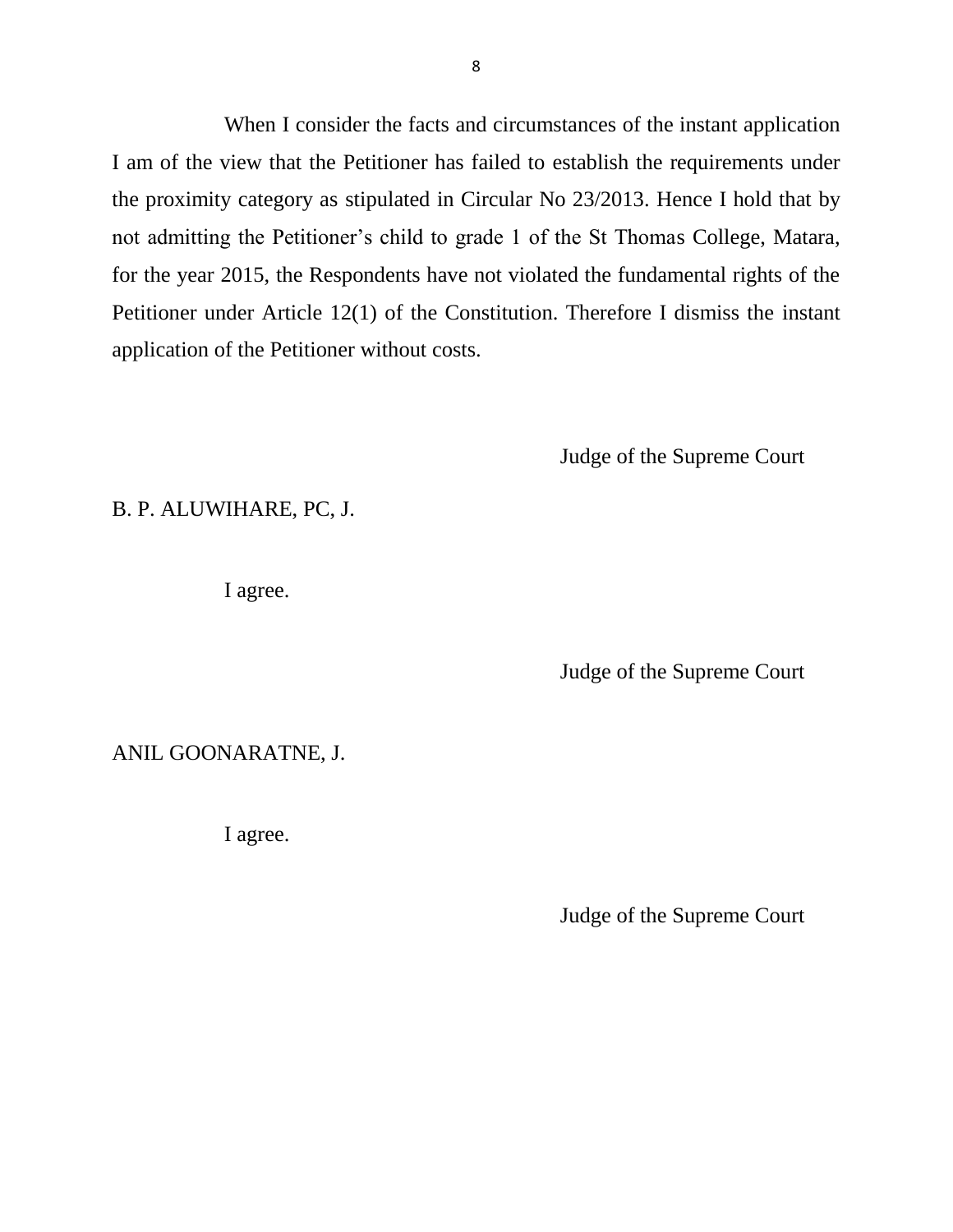When I consider the facts and circumstances of the instant application I am of the view that the Petitioner has failed to establish the requirements under the proximity category as stipulated in Circular No 23/2013. Hence I hold that by not admitting the Petitioner's child to grade 1 of the St Thomas College, Matara, for the year 2015, the Respondents have not violated the fundamental rights of the Petitioner under Article 12(1) of the Constitution. Therefore I dismiss the instant application of the Petitioner without costs.

Judge of the Supreme Court

B. P. ALUWIHARE, PC, J.

I agree.

Judge of the Supreme Court

ANIL GOONARATNE, J.

I agree.

Judge of the Supreme Court